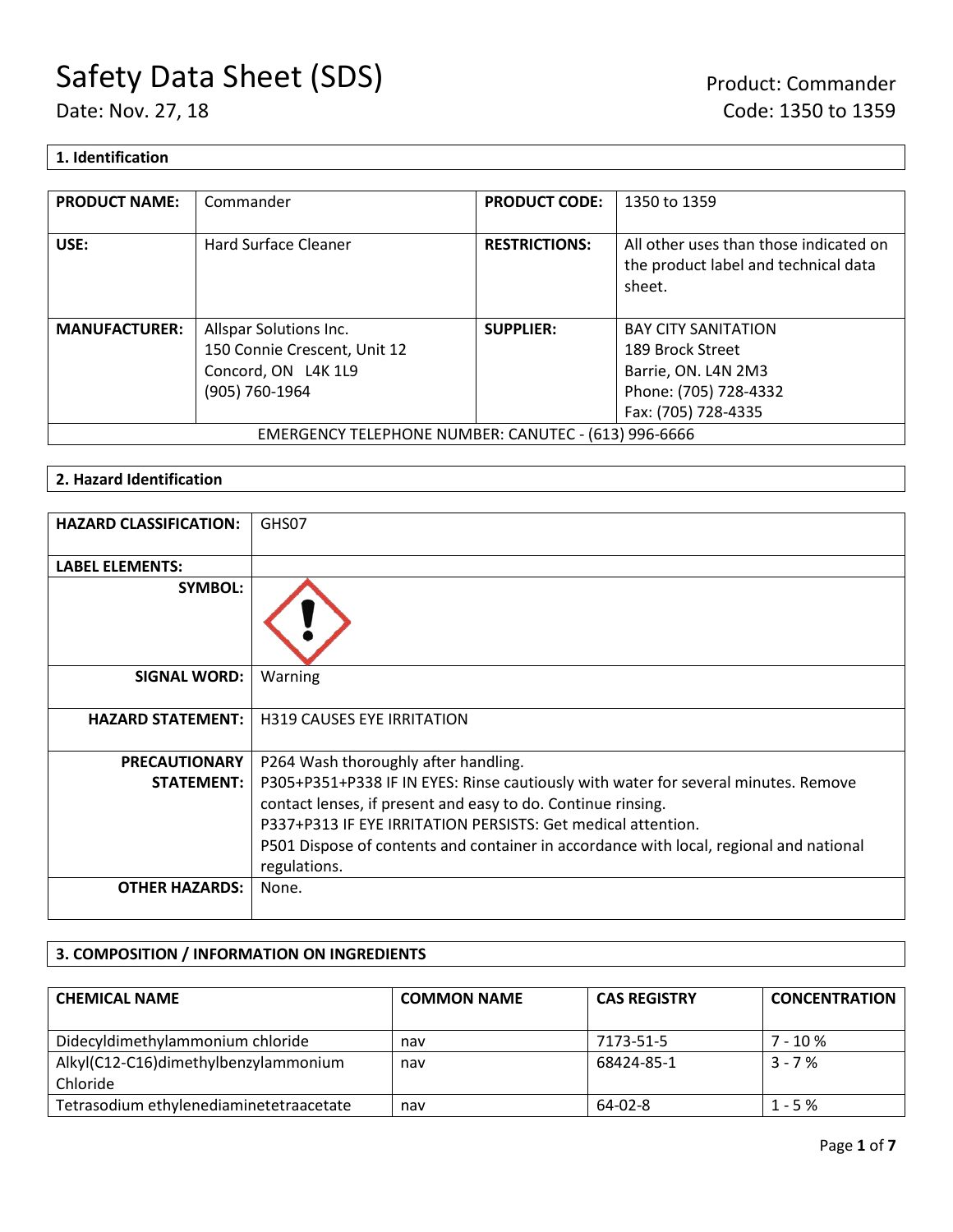# Safety Data Sheet (SDS)

Date: Nov. 27, 18

Product: Commander
Code: 1350 to 1359

## 1. Identification

| | | | |
|---|---|---|---|
| **PRODUCT NAME:** | Commander | **PRODUCT CODE:** | 1350 to 1359 |
| **USE:** | Hard Surface Cleaner | **RESTRICTIONS:** | All other uses than those indicated on the product label and technical data sheet. |
| **MANUFACTURER:** | Allspar Solutions Inc.<br>150 Connie Crescent, Unit 12<br>Concord, ON L4K 1L9<br>(905) 760-1964 | **SUPPLIER:** | BAY CITY SANITATION<br>189 Brock Street<br>Barrie, ON. L4N 2M3<br>Phone: (705) 728-4332<br>Fax: (705) 728-4335 |
| EMERGENCY TELEPHONE NUMBER: CANUTEC - (613) 996-6666 | | | |

## 2. Hazard Identification

| | |
|---|---|
| **HAZARD CLASSIFICATION:** | GHS07 |
| **LABEL ELEMENTS:** | |
| **SYMBOL:** | |
| **SIGNAL WORD:** | Warning |
| **HAZARD STATEMENT:** | H319 CAUSES EYE IRRITATION |
| **PRECAUTIONARY STATEMENT:** | P264 Wash thoroughly after handling.<br>P305+P351+P338 IF IN EYES: Rinse cautiously with water for several minutes. Remove contact lenses, if present and easy to do. Continue rinsing.<br>P337+P313 IF EYE IRRITATION PERSISTS: Get medical attention.<br>P501 Dispose of contents and container in accordance with local, regional and national regulations. |
| **OTHER HAZARDS:** | None. |

## 3. COMPOSITION / INFORMATION ON INGREDIENTS

| CHEMICAL NAME | COMMON NAME | CAS REGISTRY | CONCENTRATION |
|---|---|---|---|
| Didecyldimethylammonium chloride | nav | 7173-51-5 | 7 - 10 % |
| Alkyl(C12-C16)dimethylbenzylammonium Chloride | nav | 68424-85-1 | 3 - 7 % |
| Tetrasodium ethylenediaminetetraacetate | nav | 64-02-8 | 1 - 5 % |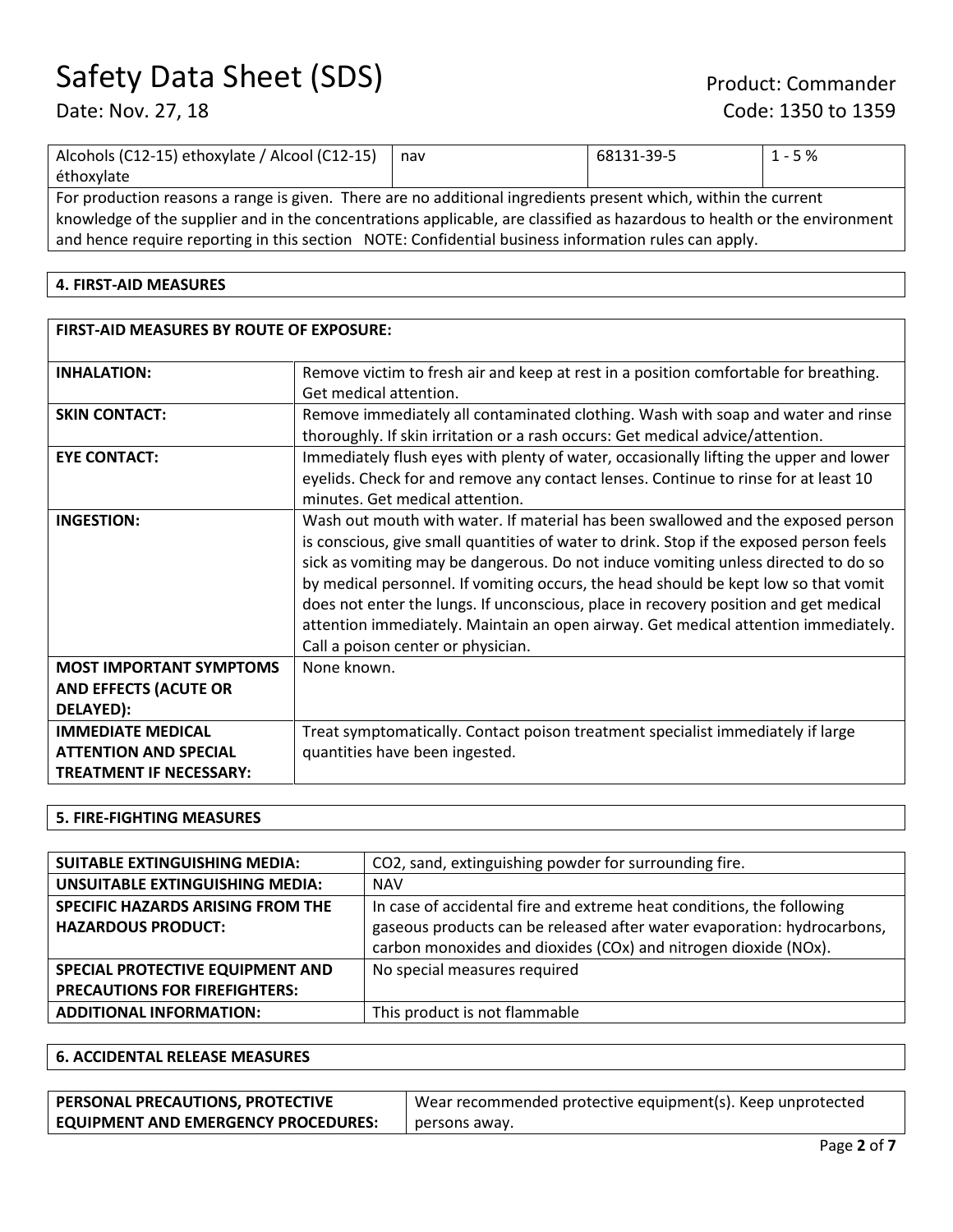| | | | |
|---|---|---|---|
| Alcohols (C12-15) ethoxylate / Alcool (C12-15) éthoxylate | nav | 68131-39-5 | 1 - 5 % |
| For production reasons a range is given. There are no additional ingredients present which, within the current knowledge of the supplier and in the concentrations applicable, are classified as hazardous to health or the environment and hence require reporting in this section NOTE: Confidential business information rules can apply. | | | |

## 4. FIRST-AID MEASURES

| FIRST-AID MEASURES BY ROUTE OF EXPOSURE: | |
|---|---|
| **INHALATION:** | Remove victim to fresh air and keep at rest in a position comfortable for breathing. Get medical attention. |
| **SKIN CONTACT:** | Remove immediately all contaminated clothing. Wash with soap and water and rinse thoroughly. If skin irritation or a rash occurs: Get medical advice/attention. |
| **EYE CONTACT:** | Immediately flush eyes with plenty of water, occasionally lifting the upper and lower eyelids. Check for and remove any contact lenses. Continue to rinse for at least 10 minutes. Get medical attention. |
| **INGESTION:** | Wash out mouth with water. If material has been swallowed and the exposed person is conscious, give small quantities of water to drink. Stop if the exposed person feels sick as vomiting may be dangerous. Do not induce vomiting unless directed to do so by medical personnel. If vomiting occurs, the head should be kept low so that vomit does not enter the lungs. If unconscious, place in recovery position and get medical attention immediately. Maintain an open airway. Get medical attention immediately. Call a poison center or physician. |
| **MOST IMPORTANT SYMPTOMS AND EFFECTS (ACUTE OR DELAYED):** | None known. |
| **IMMEDIATE MEDICAL ATTENTION AND SPECIAL TREATMENT IF NECESSARY:** | Treat symptomatically. Contact poison treatment specialist immediately if large quantities have been ingested. |

## 5. FIRE-FIGHTING MEASURES

| | |
|---|---|
| **SUITABLE EXTINGUISHING MEDIA:** | $CO_2$, sand, extinguishing powder for surrounding fire. |
| **UNSUITABLE EXTINGUISHING MEDIA:** | NAV |
| **SPECIFIC HAZARDS ARISING FROM THE HAZARDOUS PRODUCT:** | In case of accidental fire and extreme heat conditions, the following gaseous products can be released after water evaporation: hydrocarbons, carbon monoxides and dioxides ($CO_x$) and nitrogen dioxide ($NO_x$). |
| **SPECIAL PROTECTIVE EQUIPMENT AND PRECAUTIONS FOR FIREFIGHTERS:** | No special measures required |
| **ADDITIONAL INFORMATION:** | This product is not flammable |

## 6. ACCIDENTAL RELEASE MEASURES

| | |
|---|---|
| **PERSONAL PRECAUTIONS, PROTECTIVE EQUIPMENT AND EMERGENCY PROCEDURES:** | Wear recommended protective equipment(s). Keep unprotected persons away. |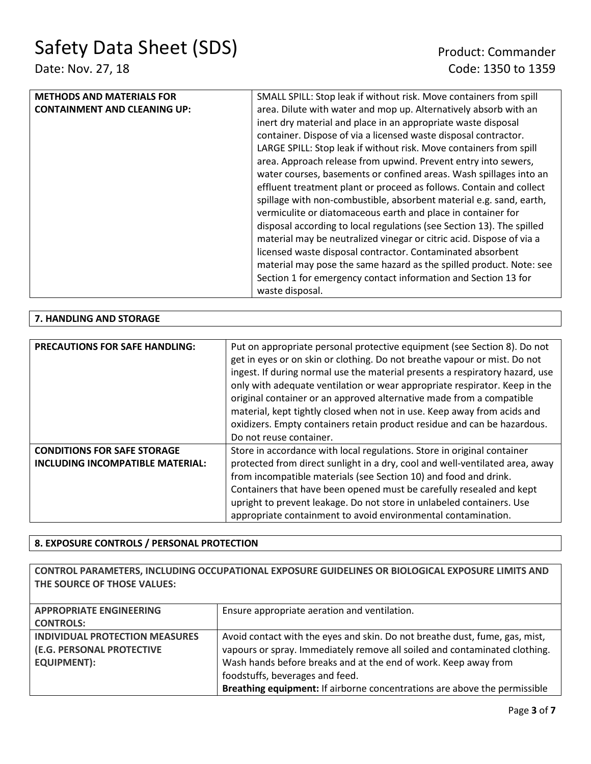| | |
|---|---|
| **METHODS AND MATERIALS FOR CONTAINMENT AND CLEANING UP:** | SMALL SPILL: Stop leak if without risk. Move containers from spill area. Dilute with water and mop up. Alternatively absorb with an inert dry material and place in an appropriate waste disposal container. Dispose of via a licensed waste disposal contractor. LARGE SPILL: Stop leak if without risk. Move containers from spill area. Approach release from upwind. Prevent entry into sewers, water courses, basements or confined areas. Wash spillages into an effluent treatment plant or proceed as follows. Contain and collect spillage with non-combustible, absorbent material e.g. sand, earth, vermiculite or diatomaceous earth and place in container for disposal according to local regulations (see Section 13). The spilled material may be neutralized vinegar or citric acid. Dispose of via a licensed waste disposal contractor. Contaminated absorbent material may pose the same hazard as the spilled product. Note: see Section 1 for emergency contact information and Section 13 for waste disposal. |

## 7. HANDLING AND STORAGE

| | |
|---|---|
| **PRECAUTIONS FOR SAFE HANDLING:** | Put on appropriate personal protective equipment (see Section 8). Do not get in eyes or on skin or clothing. Do not breathe vapour or mist. Do not ingest. If during normal use the material presents a respiratory hazard, use only with adequate ventilation or wear appropriate respirator. Keep in the original container or an approved alternative made from a compatible material, kept tightly closed when not in use. Keep away from acids and oxidizers. Empty containers retain product residue and can be hazardous. Do not reuse container. |
| **CONDITIONS FOR SAFE STORAGE INCLUDING INCOMPATIBLE MATERIAL:** | Store in accordance with local regulations. Store in original container protected from direct sunlight in a dry, cool and well-ventilated area, away from incompatible materials (see Section 10) and food and drink. Containers that have been opened must be carefully resealed and kept upright to prevent leakage. Do not store in unlabeled containers. Use appropriate containment to avoid environmental contamination. |

## 8. EXPOSURE CONTROLS / PERSONAL PROTECTION

**CONTROL PARAMETERS, INCLUDING OCCUPATIONAL EXPOSURE GUIDELINES OR BIOLOGICAL EXPOSURE LIMITS AND THE SOURCE OF THOSE VALUES:**

| | |
|---|---|
| **APPROPRIATE ENGINEERING CONTROLS:** | Ensure appropriate aeration and ventilation. |
| **INDIVIDUAL PROTECTION MEASURES (E.G. PERSONAL PROTECTIVE EQUIPMENT):** | Avoid contact with the eyes and skin. Do not breathe dust, fume, gas, mist, vapours or spray. Immediately remove all soiled and contaminated clothing. Wash hands before breaks and at the end of work. Keep away from foodstuffs, beverages and feed.<br>**Breathing equipment:** If airborne concentrations are above the permissible |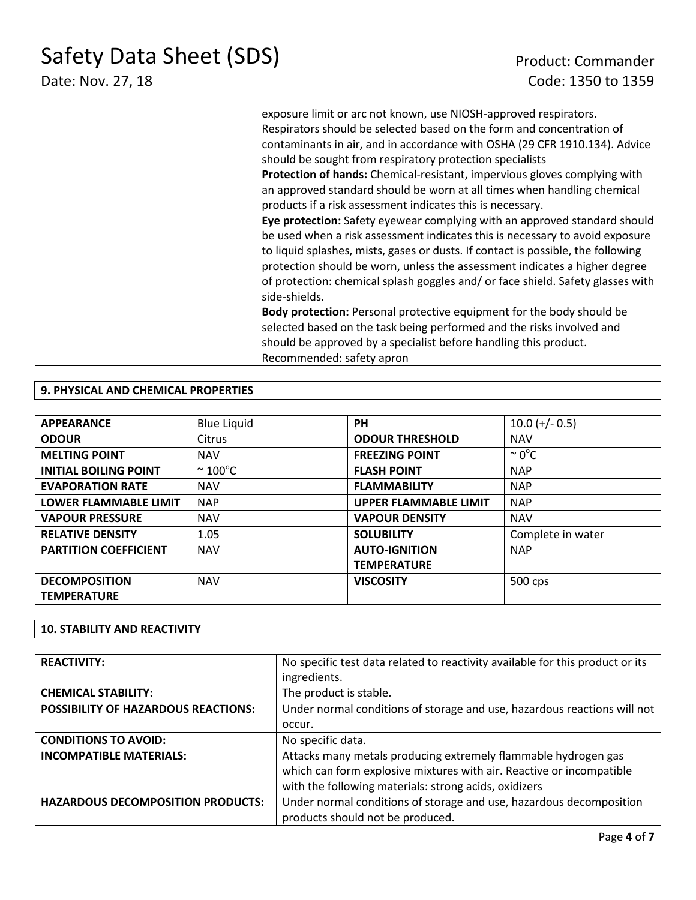| | |
|---|---|
| | exposure limit or arc not known, use NIOSH-approved respirators. Respirators should be selected based on the form and concentration of contaminants in air, and in accordance with OSHA (29 CFR 1910.134). Advice should be sought from respiratory protection specialists<br>**Protection of hands:** Chemical-resistant, impervious gloves complying with an approved standard should be worn at all times when handling chemical products if a risk assessment indicates this is necessary.<br>**Eye protection:** Safety eyewear complying with an approved standard should be used when a risk assessment indicates this is necessary to avoid exposure to liquid splashes, mists, gases or dusts. If contact is possible, the following protection should be worn, unless the assessment indicates a higher degree of protection: chemical splash goggles and/ or face shield. Safety glasses with side-shields.<br>**Body protection:** Personal protective equipment for the body should be selected based on the task being performed and the risks involved and should be approved by a specialist before handling this product. Recommended: safety apron |

## 9. PHYSICAL AND CHEMICAL PROPERTIES

| | | | |
|---|---|---|---|
| **APPEARANCE** | Blue Liquid | **PH** | 10.0 (+/- 0.5) |
| **ODOUR** | Citrus | **ODOUR THRESHOLD** | NAV |
| **MELTING POINT** | NAV | **FREEZING POINT** | ~ 0°C |
| **INITIAL BOILING POINT** | ~ 100°C | **FLASH POINT** | NAP |
| **EVAPORATION RATE** | NAV | **FLAMMABILITY** | NAP |
| **LOWER FLAMMABLE LIMIT** | NAP | **UPPER FLAMMABLE LIMIT** | NAP |
| **VAPOUR PRESSURE** | NAV | **VAPOUR DENSITY** | NAV |
| **RELATIVE DENSITY** | 1.05 | **SOLUBILITY** | Complete in water |
| **PARTITION COEFFICIENT** | NAV | **AUTO-IGNITION TEMPERATURE** | NAP |
| **DECOMPOSITION TEMPERATURE** | NAV | **VISCOSITY** | 500 cps |

## 10. STABILITY AND REACTIVITY

| | |
|---|---|
| **REACTIVITY:** | No specific test data related to reactivity available for this product or its ingredients. |
| **CHEMICAL STABILITY:** | The product is stable. |
| **POSSIBILITY OF HAZARDOUS REACTIONS:** | Under normal conditions of storage and use, hazardous reactions will not occur. |
| **CONDITIONS TO AVOID:** | No specific data. |
| **INCOMPATIBLE MATERIALS:** | Attacks many metals producing extremely flammable hydrogen gas which can form explosive mixtures with air. Reactive or incompatible with the following materials: strong acids, oxidizers |
| **HAZARDOUS DECOMPOSITION PRODUCTS:** | Under normal conditions of storage and use, hazardous decomposition products should not be produced. |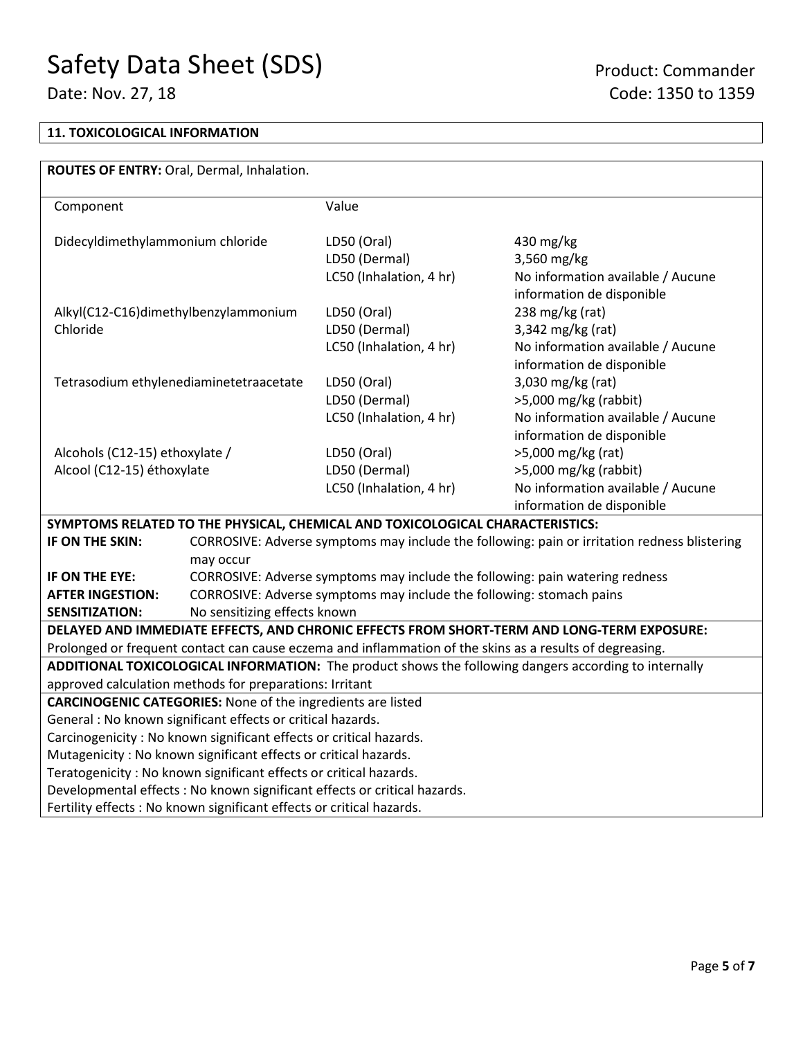## 11. TOXICOLOGICAL INFORMATION

**ROUTES OF ENTRY:** Oral, Dermal, Inhalation.

| Component | Value | |
|---|---|---|
| Didecyldimethylammonium chloride | LD50 (Oral) | 430 mg/kg |
| | LD50 (Dermal) | 3,560 mg/kg |
| | LC50 (Inhalation, 4 hr) | No information available / Aucune information de disponible |
| Alkyl(C12-C16)dimethylbenzylammonium Chloride | LD50 (Oral) | 238 mg/kg (rat) |
| | LD50 (Dermal) | 3,342 mg/kg (rat) |
| | LC50 (Inhalation, 4 hr) | No information available / Aucune information de disponible |
| Tetrasodium ethylenediaminetetraacetate | LD50 (Oral) | 3,030 mg/kg (rat) |
| | LD50 (Dermal) | >5,000 mg/kg (rabbit) |
| | LC50 (Inhalation, 4 hr) | No information available / Aucune information de disponible |
| Alcohols (C12-15) ethoxylate / Alcool (C12-15) éthoxylate | LD50 (Oral) | >5,000 mg/kg (rat) |
| | LD50 (Dermal) | >5,000 mg/kg (rabbit) |
| | LC50 (Inhalation, 4 hr) | No information available / Aucune information de disponible |

**SYMPTOMS RELATED TO THE PHYSICAL, CHEMICAL AND TOXICOLOGICAL CHARACTERISTICS:**

**IF ON THE SKIN:** CORROSIVE: Adverse symptoms may include the following: pain or irritation redness blistering may occur

**IF ON THE EYE:** CORROSIVE: Adverse symptoms may include the following: pain watering redness

**AFTER INGESTION:** CORROSIVE: Adverse symptoms may include the following: stomach pains

**SENSITIZATION:** No sensitizing effects known

**DELAYED AND IMMEDIATE EFFECTS, AND CHRONIC EFFECTS FROM SHORT-TERM AND LONG-TERM EXPOSURE:**

Prolonged or frequent contact can cause eczema and inflammation of the skins as a results of degreasing.

**ADDITIONAL TOXICOLOGICAL INFORMATION:** The product shows the following dangers according to internally approved calculation methods for preparations: Irritant

**CARCINOGENIC CATEGORIES:** None of the ingredients are listed

General : No known significant effects or critical hazards.

Carcinogenicity : No known significant effects or critical hazards.

Mutagenicity : No known significant effects or critical hazards.

Teratogenicity : No known significant effects or critical hazards.

Developmental effects : No known significant effects or critical hazards.

Fertility effects : No known significant effects or critical hazards.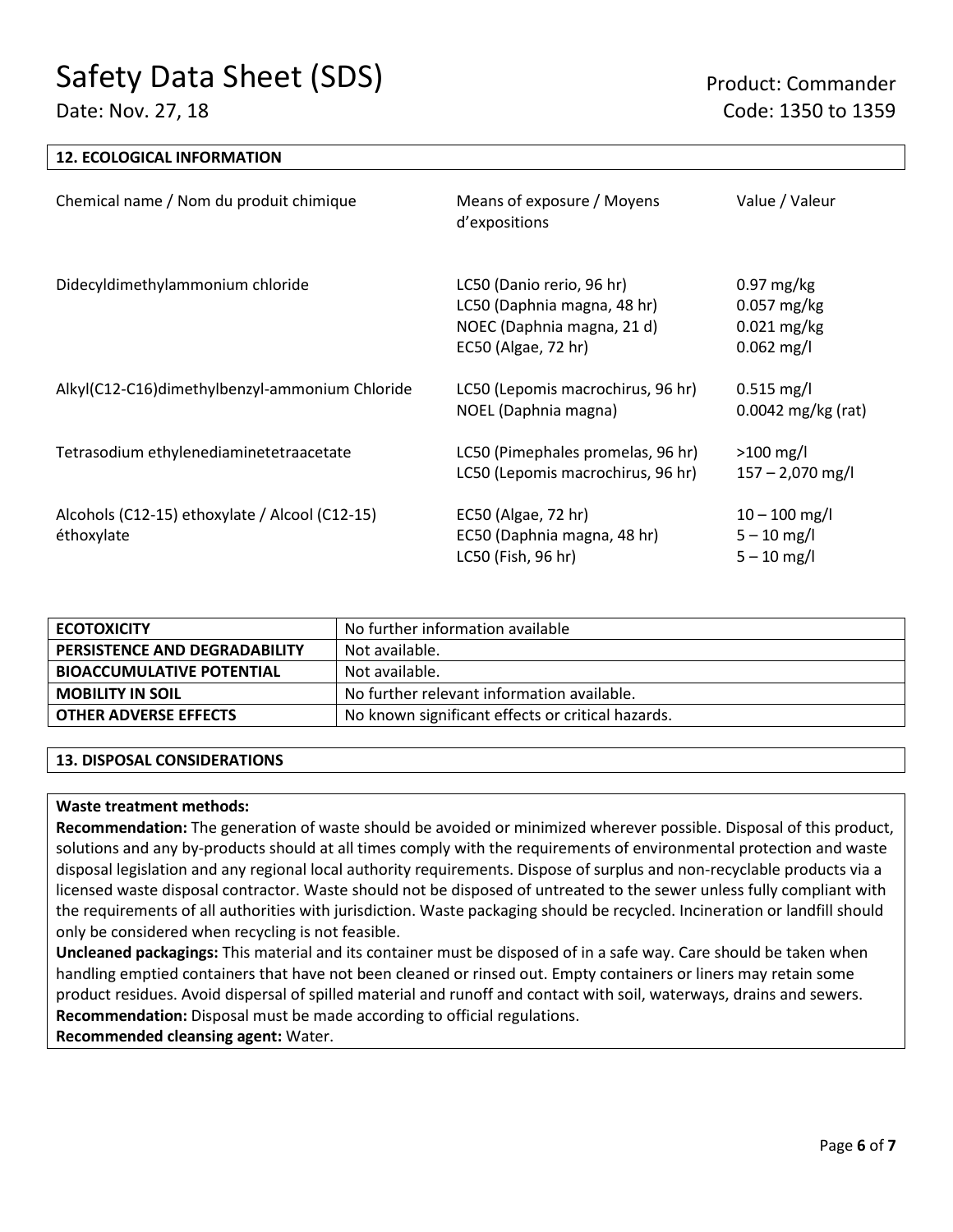## 12. ECOLOGICAL INFORMATION

| Chemical name / Nom du produit chimique | Means of exposure / Moyens d'expositions | Value / Valeur |
|---|---|---|
| Didecyldimethylammonium chloride | LC50 (Danio rerio, 96 hr) | 0.97 mg/kg |
| | LC50 (Daphnia magna, 48 hr) | 0.057 mg/kg |
| | NOEC (Daphnia magna, 21 d) | 0.021 mg/kg |
| | EC50 (Algae, 72 hr) | 0.062 mg/l |
| Alkyl(C12-C16)dimethylbenzyl-ammonium Chloride | LC50 (Lepomis macrochirus, 96 hr) | 0.515 mg/l |
| | NOEL (Daphnia magna) | 0.0042 mg/kg (rat) |
| Tetrasodium ethylenediaminetetraacetate | LC50 (Pimephales promelas, 96 hr) | >100 mg/l |
| | LC50 (Lepomis macrochirus, 96 hr) | 157 – 2,070 mg/l |
| Alcohols (C12-15) ethoxylate / Alcool (C12-15) éthoxylate | EC50 (Algae, 72 hr) | 10 – 100 mg/l |
| | EC50 (Daphnia magna, 48 hr) | 5 – 10 mg/l |
| | LC50 (Fish, 96 hr) | 5 – 10 mg/l |

| | |
|---|---|
| **ECOTOXICITY** | No further information available |
| **PERSISTENCE AND DEGRADABILITY** | Not available. |
| **BIOACCUMULATIVE POTENTIAL** | Not available. |
| **MOBILITY IN SOIL** | No further relevant information available. |
| **OTHER ADVERSE EFFECTS** | No known significant effects or critical hazards. |

## 13. DISPOSAL CONSIDERATIONS

**Waste treatment methods:**

**Recommendation:** The generation of waste should be avoided or minimized wherever possible. Disposal of this product, solutions and any by-products should at all times comply with the requirements of environmental protection and waste disposal legislation and any regional local authority requirements. Dispose of surplus and non-recyclable products via a licensed waste disposal contractor. Waste should not be disposed of untreated to the sewer unless fully compliant with the requirements of all authorities with jurisdiction. Waste packaging should be recycled. Incineration or landfill should only be considered when recycling is not feasible.

**Uncleaned packagings:** This material and its container must be disposed of in a safe way. Care should be taken when handling emptied containers that have not been cleaned or rinsed out. Empty containers or liners may retain some product residues. Avoid dispersal of spilled material and runoff and contact with soil, waterways, drains and sewers.

**Recommendation:** Disposal must be made according to official regulations.

**Recommended cleansing agent:** Water.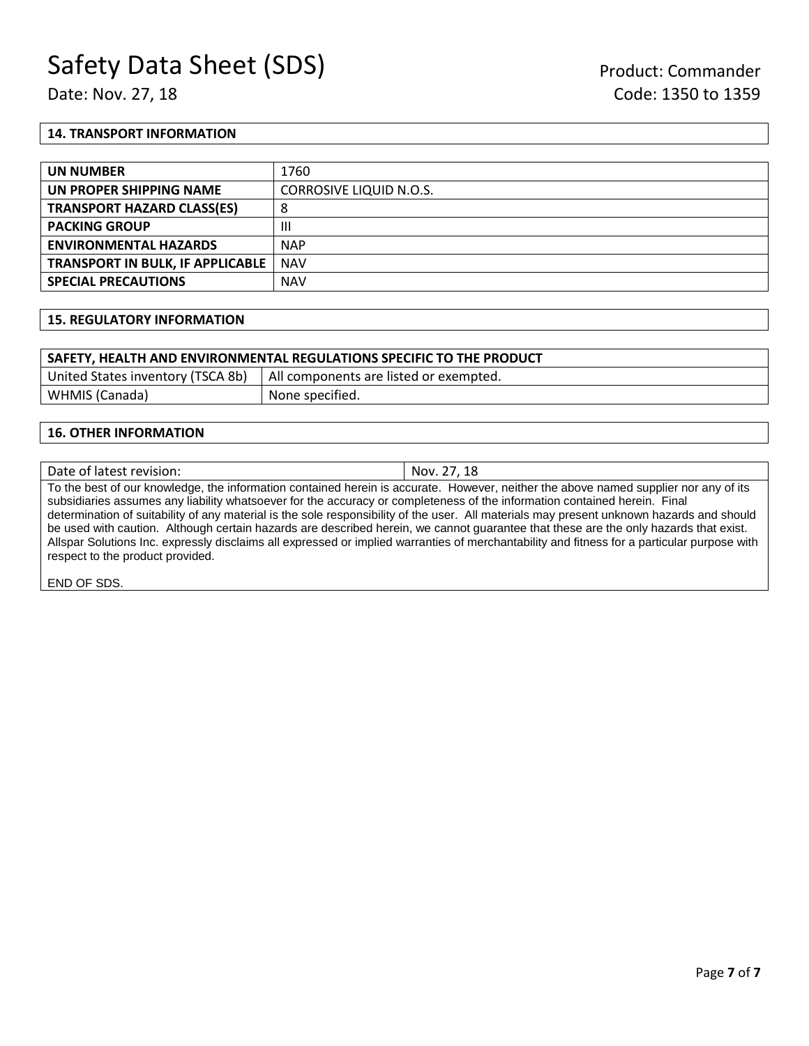## 14. TRANSPORT INFORMATION

| | |
|---|---|
| **UN NUMBER** | 1760 |
| **UN PROPER SHIPPING NAME** | CORROSIVE LIQUID N.O.S. |
| **TRANSPORT HAZARD CLASS(ES)** | 8 |
| **PACKING GROUP** | III |
| **ENVIRONMENTAL HAZARDS** | NAP |
| **TRANSPORT IN BULK, IF APPLICABLE** | NAV |
| **SPECIAL PRECAUTIONS** | NAV |

## 15. REGULATORY INFORMATION

| **SAFETY, HEALTH AND ENVIRONMENTAL REGULATIONS SPECIFIC TO THE PRODUCT** | |
|---|---|
| United States inventory (TSCA 8b) | All components are listed or exempted. |
| WHMIS (Canada) | None specified. |

## 16. OTHER INFORMATION

| | |
|---|---|
| Date of latest revision: | Nov. 27, 18 |

To the best of our knowledge, the information contained herein is accurate. However, neither the above named supplier nor any of its subsidiaries assumes any liability whatsoever for the accuracy or completeness of the information contained herein. Final determination of suitability of any material is the sole responsibility of the user. All materials may present unknown hazards and should be used with caution. Although certain hazards are described herein, we cannot guarantee that these are the only hazards that exist. Allspar Solutions Inc. expressly disclaims all expressed or implied warranties of merchantability and fitness for a particular purpose with respect to the product provided.

END OF SDS.